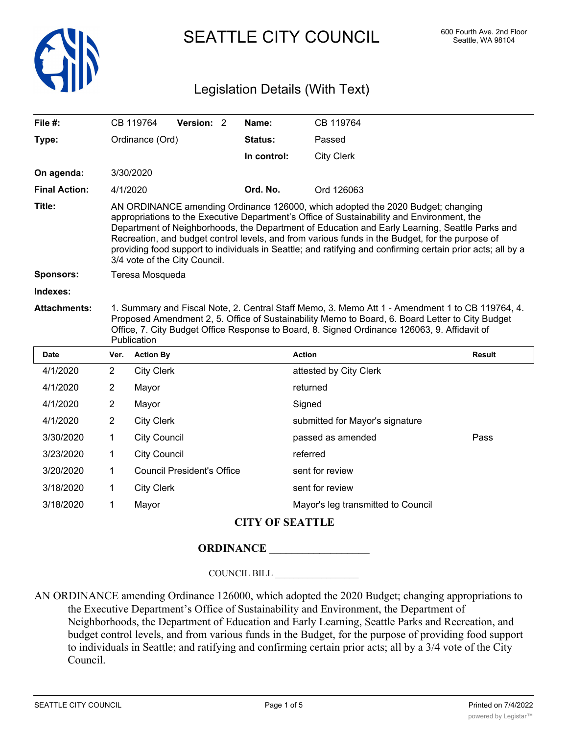# SEATTLE CITY COUNCIL

600 Fourth Ave. 2nd Floor
Seattle, WA 98104

## Legislation Details (With Text)

| | | | |
|---|---|---|---|
| **File #:** | CB 119764 **Version:** 2 | **Name:** | CB 119764 |
| **Type:** | Ordinance (Ord) | **Status:** | Passed |
| | | **In control:** | City Clerk |
| **On agenda:** | 3/30/2020 | | |
| **Final Action:** | 4/1/2020 | **Ord. No.** | Ord 126063 |

**Title:** AN ORDINANCE amending Ordinance 126000, which adopted the 2020 Budget; changing appropriations to the Executive Department's Office of Sustainability and Environment, the Department of Neighborhoods, the Department of Education and Early Learning, Seattle Parks and Recreation, and budget control levels, and from various funds in the Budget, for the purpose of providing food support to individuals in Seattle; and ratifying and confirming certain prior acts; all by a 3/4 vote of the City Council.

**Sponsors:** Teresa Mosqueda

**Indexes:**

**Attachments:** 1. Summary and Fiscal Note, 2. Central Staff Memo, 3. Memo Att 1 - Amendment 1 to CB 119764, 4. Proposed Amendment 2, 5. Office of Sustainability Memo to Board, 6. Board Letter to City Budget Office, 7. City Budget Office Response to Board, 8. Signed Ordinance 126063, 9. Affidavit of Publication

| Date | Ver. | Action By | Action | Result |
|---|---|---|---|---|
| 4/1/2020 | 2 | City Clerk | attested by City Clerk | |
| 4/1/2020 | 2 | Mayor | returned | |
| 4/1/2020 | 2 | Mayor | Signed | |
| 4/1/2020 | 2 | City Clerk | submitted for Mayor's signature | |
| 3/30/2020 | 1 | City Council | passed as amended | Pass |
| 3/23/2020 | 1 | City Council | referred | |
| 3/20/2020 | 1 | Council President's Office | sent for review | |
| 3/18/2020 | 1 | City Clerk | sent for review | |
| 3/18/2020 | 1 | Mayor | Mayor's leg transmitted to Council | |

**CITY OF SEATTLE**

**ORDINANCE \_\_\_\_\_\_\_\_\_\_\_\_\_\_\_\_\_\_**

COUNCIL BILL \_\_\_\_\_\_\_\_\_\_\_\_\_\_\_\_\_\_

AN ORDINANCE amending Ordinance 126000, which adopted the 2020 Budget; changing appropriations to the Executive Department's Office of Sustainability and Environment, the Department of Neighborhoods, the Department of Education and Early Learning, Seattle Parks and Recreation, and budget control levels, and from various funds in the Budget, for the purpose of providing food support to individuals in Seattle; and ratifying and confirming certain prior acts; all by a 3/4 vote of the City Council.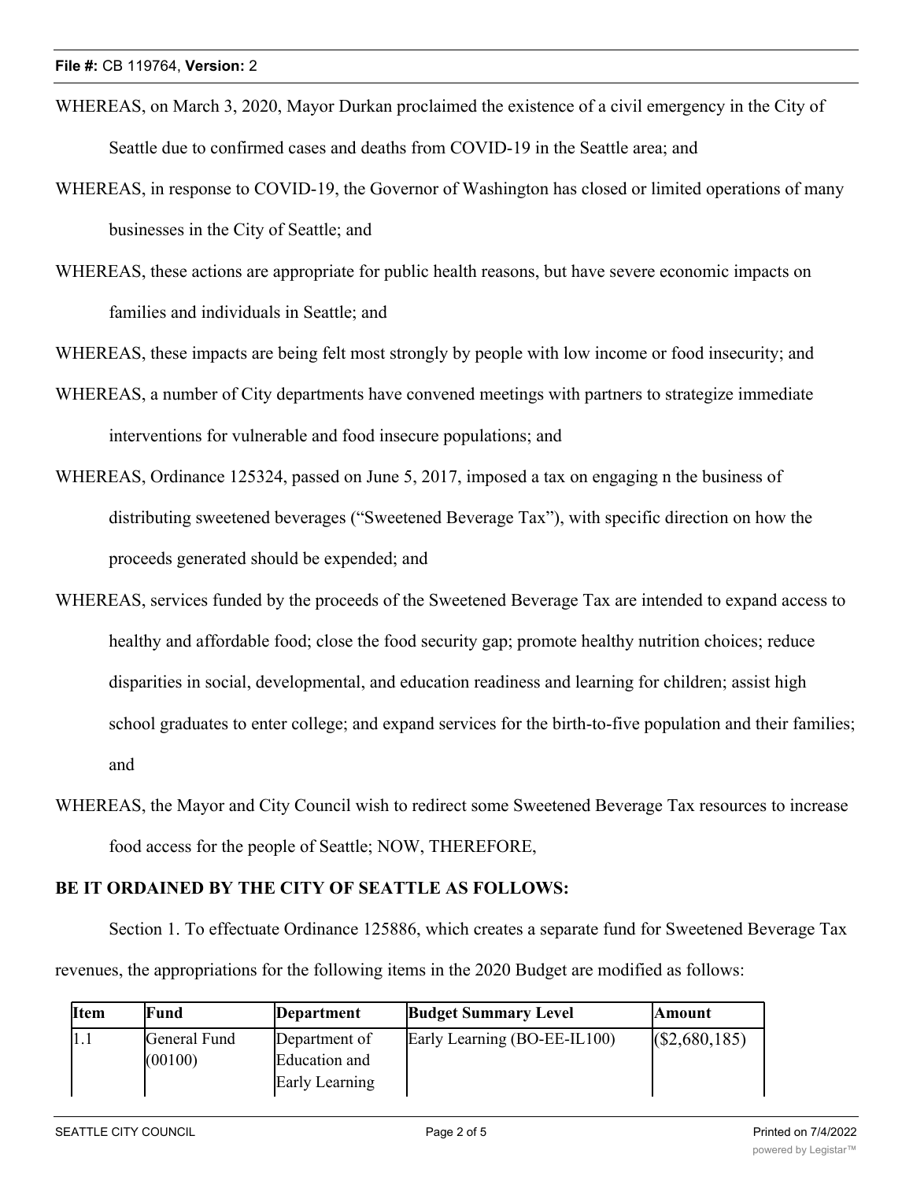WHEREAS, on March 3, 2020, Mayor Durkan proclaimed the existence of a civil emergency in the City of Seattle due to confirmed cases and deaths from COVID-19 in the Seattle area; and

WHEREAS, in response to COVID-19, the Governor of Washington has closed or limited operations of many businesses in the City of Seattle; and

WHEREAS, these actions are appropriate for public health reasons, but have severe economic impacts on families and individuals in Seattle; and

WHEREAS, these impacts are being felt most strongly by people with low income or food insecurity; and

WHEREAS, a number of City departments have convened meetings with partners to strategize immediate interventions for vulnerable and food insecure populations; and

WHEREAS, Ordinance 125324, passed on June 5, 2017, imposed a tax on engaging n the business of distributing sweetened beverages ("Sweetened Beverage Tax"), with specific direction on how the proceeds generated should be expended; and

WHEREAS, services funded by the proceeds of the Sweetened Beverage Tax are intended to expand access to healthy and affordable food; close the food security gap; promote healthy nutrition choices; reduce disparities in social, developmental, and education readiness and learning for children; assist high school graduates to enter college; and expand services for the birth-to-five population and their families; and

WHEREAS, the Mayor and City Council wish to redirect some Sweetened Beverage Tax resources to increase food access for the people of Seattle; NOW, THEREFORE,

**BE IT ORDAINED BY THE CITY OF SEATTLE AS FOLLOWS:**

Section 1. To effectuate Ordinance 125886, which creates a separate fund for Sweetened Beverage Tax revenues, the appropriations for the following items in the 2020 Budget are modified as follows:

| Item | Fund | Department | Budget Summary Level | Amount |
|---|---|---|---|---|
| 1.1 | General Fund (00100) | Department of Education and Early Learning | Early Learning (BO-EE-IL100) | ($2,680,185) |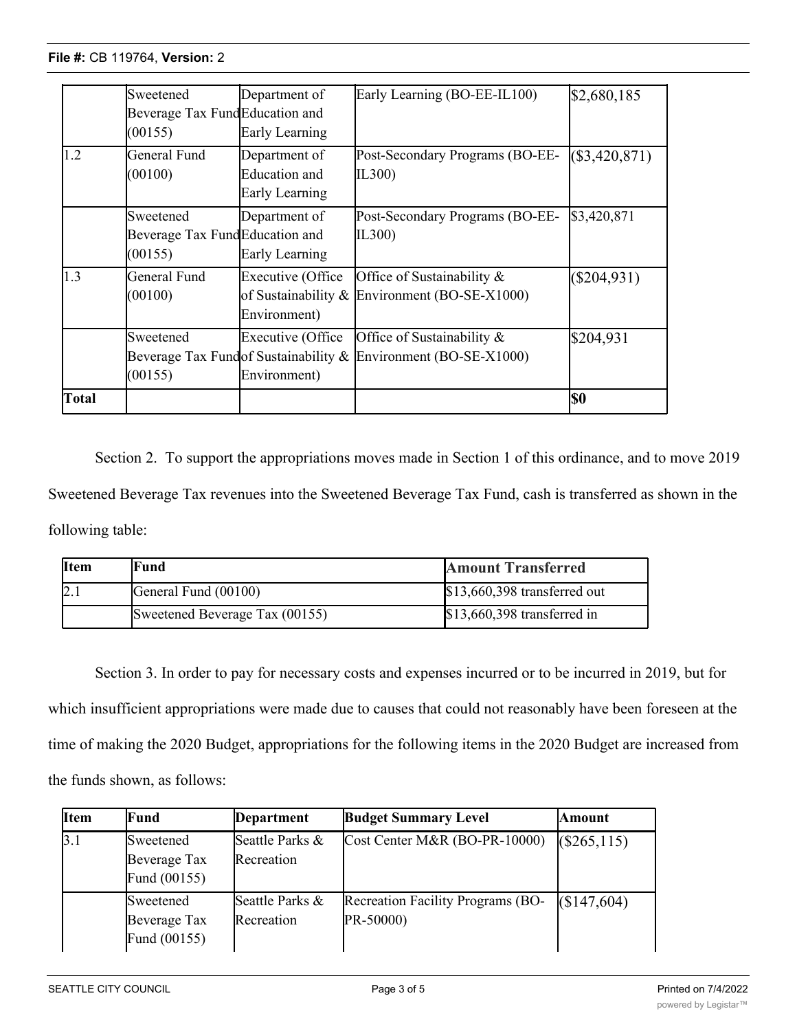|  | Sweetened Beverage Tax Fund (00155) | Department of Education and Early Learning | Early Learning (BO-EE-IL100) | $2,680,185 |
|---|---|---|---|---|
| 1.2 | General Fund (00100) | Department of Education and Early Learning | Post-Secondary Programs (BO-EE-IL300) | ($3,420,871) |
|  | Sweetened Beverage Tax Fund (00155) | Department of Education and Early Learning | Post-Secondary Programs (BO-EE-IL300) | $3,420,871 |
| 1.3 | General Fund (00100) | Executive (Office of Sustainability & Environment) | Office of Sustainability & Environment (BO-SE-X1000) | ($204,931) |
|  | Sweetened Beverage Tax Fund (00155) | Executive (Office of Sustainability & Environment) | Office of Sustainability & Environment (BO-SE-X1000) | $204,931 |
| **Total** |  |  |  | **$0** |

Section 2. To support the appropriations moves made in Section 1 of this ordinance, and to move 2019 Sweetened Beverage Tax revenues into the Sweetened Beverage Tax Fund, cash is transferred as shown in the following table:

| Item | Fund | Amount Transferred |
|---|---|---|
| 2.1 | General Fund (00100) | $13,660,398 transferred out |
|  | Sweetened Beverage Tax (00155) | $13,660,398 transferred in |

Section 3. In order to pay for necessary costs and expenses incurred or to be incurred in 2019, but for which insufficient appropriations were made due to causes that could not reasonably have been foreseen at the time of making the 2020 Budget, appropriations for the following items in the 2020 Budget are increased from the funds shown, as follows:

| Item | Fund | Department | Budget Summary Level | Amount |
|---|---|---|---|---|
| 3.1 | Sweetened Beverage Tax Fund (00155) | Seattle Parks & Recreation | Cost Center M&R (BO-PR-10000) | ($265,115) |
|  | Sweetened Beverage Tax Fund (00155) | Seattle Parks & Recreation | Recreation Facility Programs (BO-PR-50000) | ($147,604) |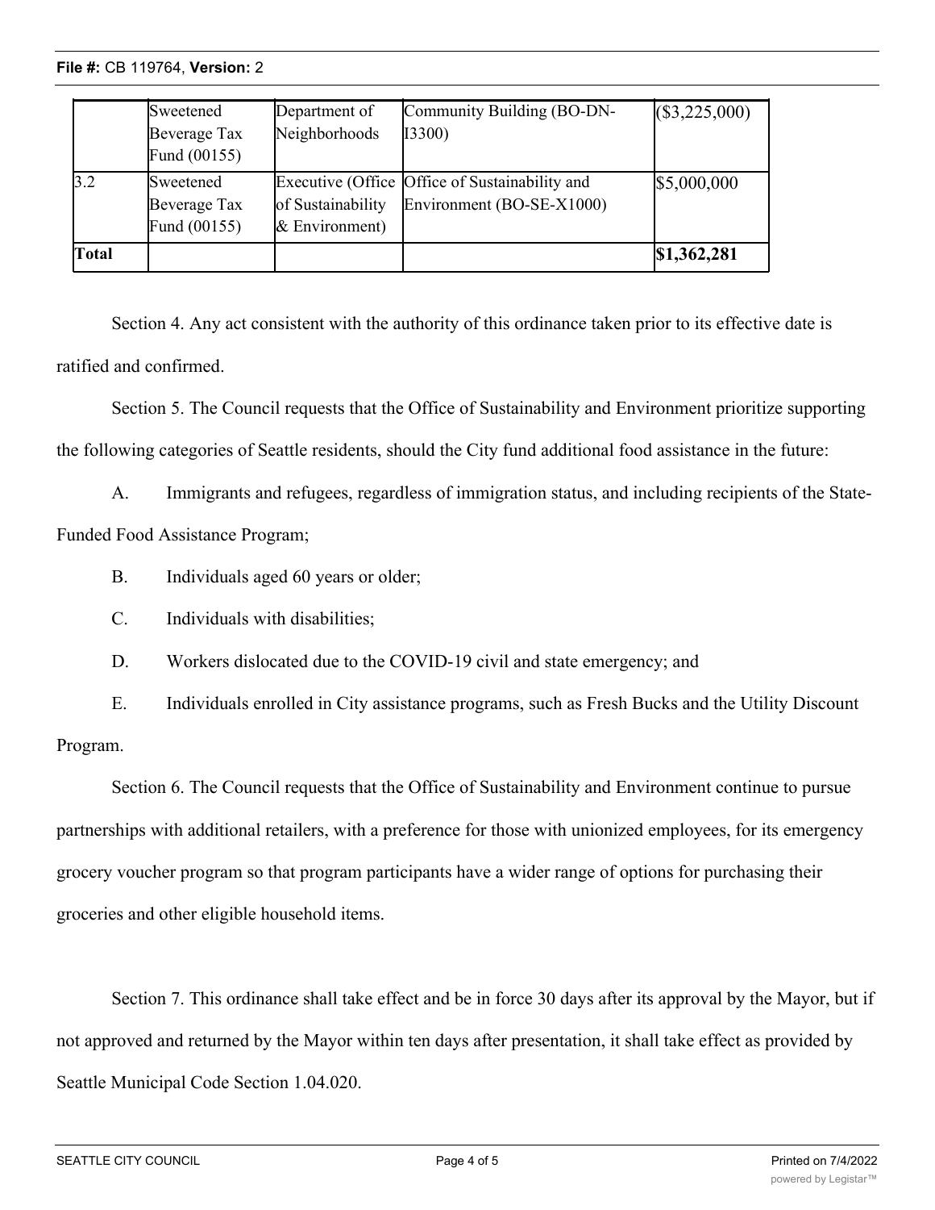| | | | | |
|---|---|---|---|---|
| | Sweetened Beverage Tax Fund (00155) | Department of Neighborhoods | Community Building (BO-DN-I3300) | ($3,225,000) |
| 3.2 | Sweetened Beverage Tax Fund (00155) | Executive (Office of Sustainability & Environment) | Office of Sustainability and Environment (BO-SE-X1000) | $5,000,000 |
| **Total** | | | | **$1,362,281** |

Section 4. Any act consistent with the authority of this ordinance taken prior to its effective date is ratified and confirmed.

Section 5. The Council requests that the Office of Sustainability and Environment prioritize supporting the following categories of Seattle residents, should the City fund additional food assistance in the future:

A. Immigrants and refugees, regardless of immigration status, and including recipients of the State-Funded Food Assistance Program;

B. Individuals aged 60 years or older;

C. Individuals with disabilities;

D. Workers dislocated due to the COVID-19 civil and state emergency; and

E. Individuals enrolled in City assistance programs, such as Fresh Bucks and the Utility Discount Program.

Section 6. The Council requests that the Office of Sustainability and Environment continue to pursue partnerships with additional retailers, with a preference for those with unionized employees, for its emergency grocery voucher program so that program participants have a wider range of options for purchasing their groceries and other eligible household items.

Section 7. This ordinance shall take effect and be in force 30 days after its approval by the Mayor, but if not approved and returned by the Mayor within ten days after presentation, it shall take effect as provided by Seattle Municipal Code Section 1.04.020.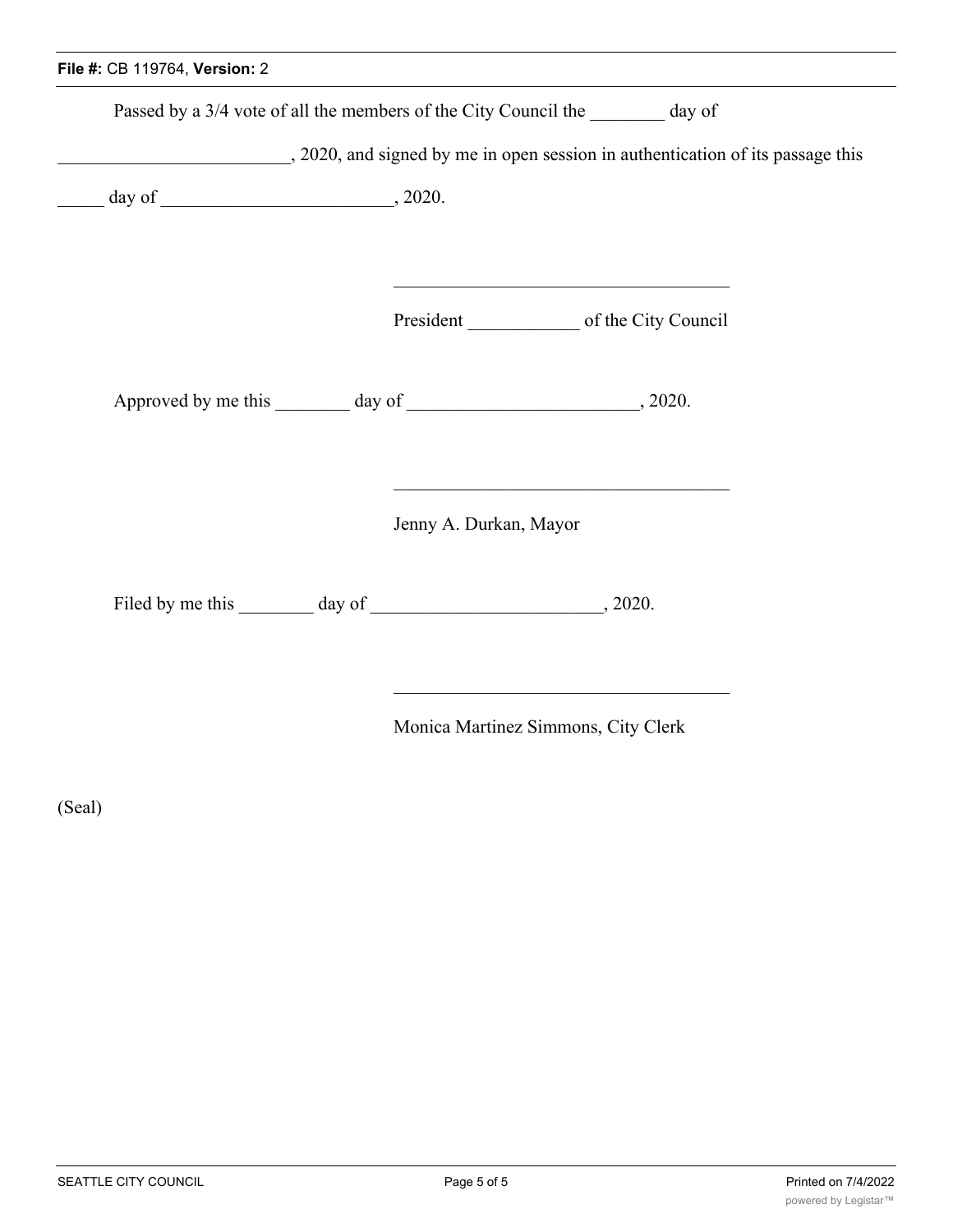Passed by a 3/4 vote of all the members of the City Council the ________ day of _________________________, 2020, and signed by me in open session in authentication of its passage this _____ day of _________________________, 2020.

____________________________________

President ____________ of the City Council

Approved by me this ________ day of _________________________, 2020.

____________________________________

Jenny A. Durkan, Mayor

Filed by me this ________ day of _________________________, 2020.

____________________________________

Monica Martinez Simmons, City Clerk

(Seal)